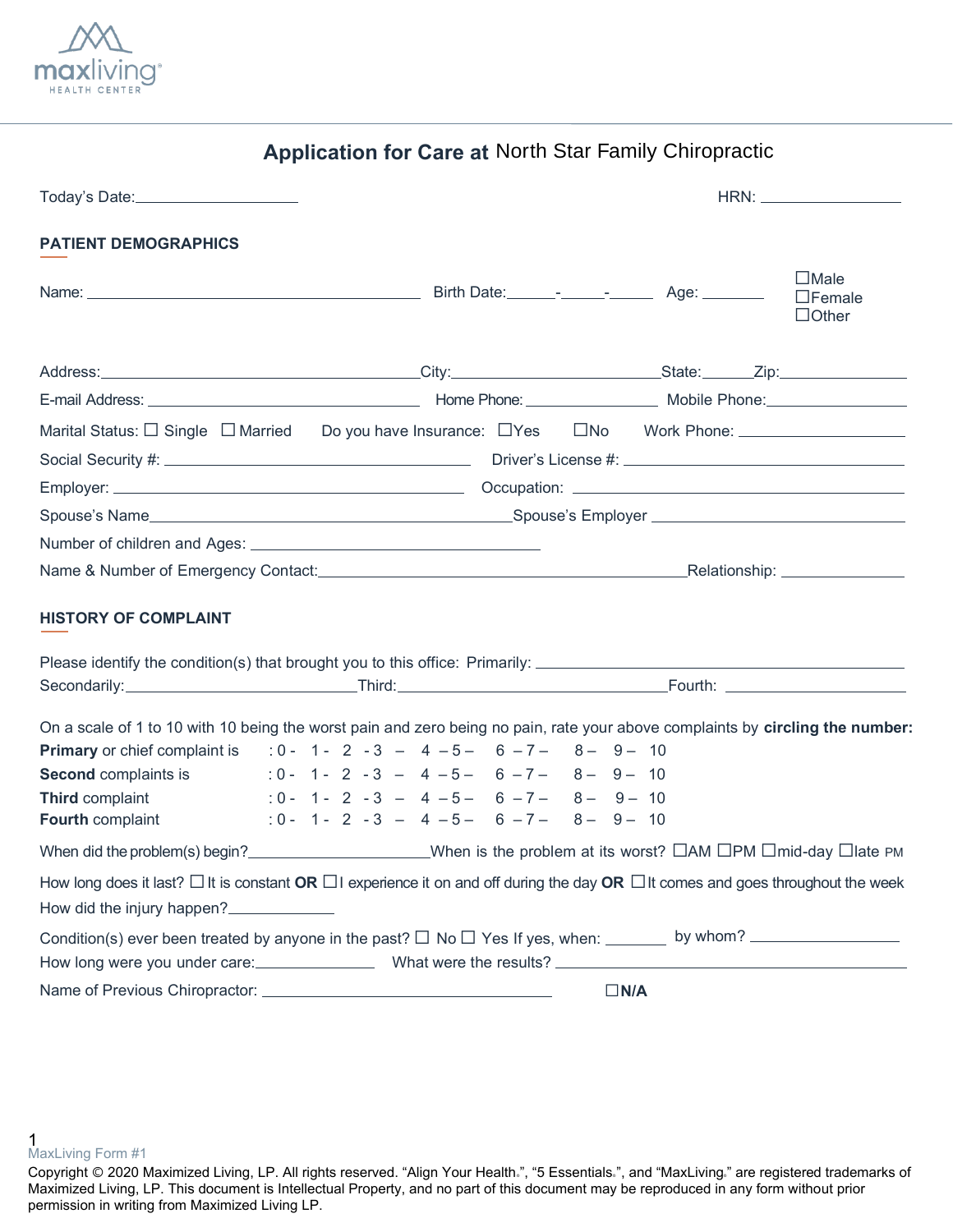maxliving
HEALTH CENTER

# Application for Care at North Star Family Chiropractic

Today's Date:\_\_\_\_\_\_\_\_\_\_\_\_\_\_\_\_\_\_\_\_ HRN: \_\_\_\_\_\_\_\_\_\_\_\_\_\_\_\_\_\_

## PATIENT DEMOGRAPHICS

Name: \_\_\_\_\_\_\_\_\_\_\_\_\_\_\_\_\_\_\_\_\_\_\_\_\_\_\_\_\_\_\_\_\_\_\_\_\_\_\_\_\_\_ Birth Date:\_\_\_\_\_\_-\_\_\_\_\_\_-\_\_\_\_\_\_ Age: \_\_\_\_\_\_\_\_ ☐Male ☐Female ☐Other

Address:\_\_\_\_\_\_\_\_\_\_\_\_\_\_\_\_\_\_\_\_\_\_\_\_\_\_\_\_\_\_\_\_\_\_\_\_\_\_\_\_City:\_\_\_\_\_\_\_\_\_\_\_\_\_\_\_\_\_\_\_\_\_\_\_\_\_\_\_State:\_\_\_\_\_\_Zip:\_\_\_\_\_\_\_\_\_\_\_\_\_\_\_\_

E-mail Address: \_\_\_\_\_\_\_\_\_\_\_\_\_\_\_\_\_\_\_\_\_\_\_\_\_\_\_\_\_\_\_\_\_\_\_ Home Phone: \_\_\_\_\_\_\_\_\_\_\_\_\_\_\_\_\_ Mobile Phone:\_\_\_\_\_\_\_\_\_\_\_\_\_\_\_\_\_\_

Marital Status: ☐ Single ☐ Married Do you have Insurance: ☐Yes ☐No Work Phone: \_\_\_\_\_\_\_\_\_\_\_\_\_\_\_\_\_\_\_\_\_

Social Security #: \_\_\_\_\_\_\_\_\_\_\_\_\_\_\_\_\_\_\_\_\_\_\_\_\_\_\_\_\_\_\_\_\_\_\_\_\_\_ Driver's License #: \_\_\_\_\_\_\_\_\_\_\_\_\_\_\_\_\_\_\_\_\_\_\_\_\_\_\_\_\_\_\_\_\_\_\_\_

Employer: \_\_\_\_\_\_\_\_\_\_\_\_\_\_\_\_\_\_\_\_\_\_\_\_\_\_\_\_\_\_\_\_\_\_\_\_\_\_\_\_\_\_\_\_ Occupation: \_\_\_\_\_\_\_\_\_\_\_\_\_\_\_\_\_\_\_\_\_\_\_\_\_\_\_\_\_\_\_\_\_\_\_\_\_\_\_\_\_\_

Spouse's Name\_\_\_\_\_\_\_\_\_\_\_\_\_\_\_\_\_\_\_\_\_\_\_\_\_\_\_\_\_\_\_\_\_\_\_\_\_\_\_\_\_\_\_\_\_Spouse's Employer \_\_\_\_\_\_\_\_\_\_\_\_\_\_\_\_\_\_\_\_\_\_\_\_\_\_\_\_\_\_\_\_\_\_

Number of children and Ages: \_\_\_\_\_\_\_\_\_\_\_\_\_\_\_\_\_\_\_\_\_\_\_\_\_\_\_\_\_\_\_\_\_\_\_\_\_\_

Name & Number of Emergency Contact:\_\_\_\_\_\_\_\_\_\_\_\_\_\_\_\_\_\_\_\_\_\_\_\_\_\_\_\_\_\_\_\_\_\_\_\_\_\_\_\_\_\_\_\_\_\_\_Relationship: \_\_\_\_\_\_\_\_\_\_\_\_\_\_\_\_

## HISTORY OF COMPLAINT

Please identify the condition(s) that brought you to this office: Primarily: \_\_\_\_\_\_\_\_\_\_\_\_\_\_\_\_\_\_\_\_\_\_\_\_\_\_\_\_\_\_\_\_\_\_\_\_\_\_\_\_\_\_\_\_\_\_\_\_

Secondarily:\_\_\_\_\_\_\_\_\_\_\_\_\_\_\_\_\_\_\_\_\_\_\_\_\_\_\_\_\_\_Third:\_\_\_\_\_\_\_\_\_\_\_\_\_\_\_\_\_\_\_\_\_\_\_\_\_\_\_\_\_\_\_\_\_\_\_\_Fourth: \_\_\_\_\_\_\_\_\_\_\_\_\_\_\_\_\_\_\_\_\_\_\_\_

On a scale of 1 to 10 with 10 being the worst pain and zero being no pain, rate your above complaints by **circling the number:**

**Primary** or chief complaint is : 0 - 1 - 2 - 3 – 4 – 5 – 6 – 7 – 8 – 9 – 10

**Second** complaints is : 0 - 1 - 2 - 3 – 4 – 5 – 6 – 7 – 8 – 9 – 10

**Third** complaint : 0 - 1 - 2 - 3 – 4 – 5 – 6 – 7 – 8 – 9 – 10

**Fourth** complaint : 0 - 1 - 2 - 3 – 4 – 5 – 6 – 7 – 8 – 9 – 10

When did the problem(s) begin?\_\_\_\_\_\_\_\_\_\_\_\_\_\_\_\_\_\_\_\_\_\_\_\_When is the problem at its worst? ☐AM ☐PM ☐mid-day ☐late PM

How long does it last? ☐ It is constant **OR** ☐I experience it on and off during the day **OR** ☐It comes and goes throughout the week

How did the injury happen?\_\_\_\_\_\_\_\_\_\_\_\_\_\_

Condition(s) ever been treated by anyone in the past? ☐ No ☐ Yes If yes, when: \_\_\_\_\_\_\_\_ by whom? \_\_\_\_\_\_\_\_\_\_\_\_\_\_\_\_\_\_\_\_

How long were you under care:\_\_\_\_\_\_\_\_\_\_\_\_\_\_\_\_ What were the results? \_\_\_\_\_\_\_\_\_\_\_\_\_\_\_\_\_\_\_\_\_\_\_\_\_\_\_\_\_\_\_\_\_\_\_\_\_\_\_\_\_\_\_\_

Name of Previous Chiropractor: \_\_\_\_\_\_\_\_\_\_\_\_\_\_\_\_\_\_\_\_\_\_\_\_\_\_\_\_\_\_\_\_\_\_\_\_\_\_\_ ☐**N/A**

MaxLiving Form #1

Copyright © 2020 Maximized Living, LP. All rights reserved. "Align Your Health®", "5 Essentials®", and "MaxLiving®" are registered trademarks of Maximized Living, LP. This document is Intellectual Property, and no part of this document may be reproduced in any form without prior permission in writing from Maximized Living LP.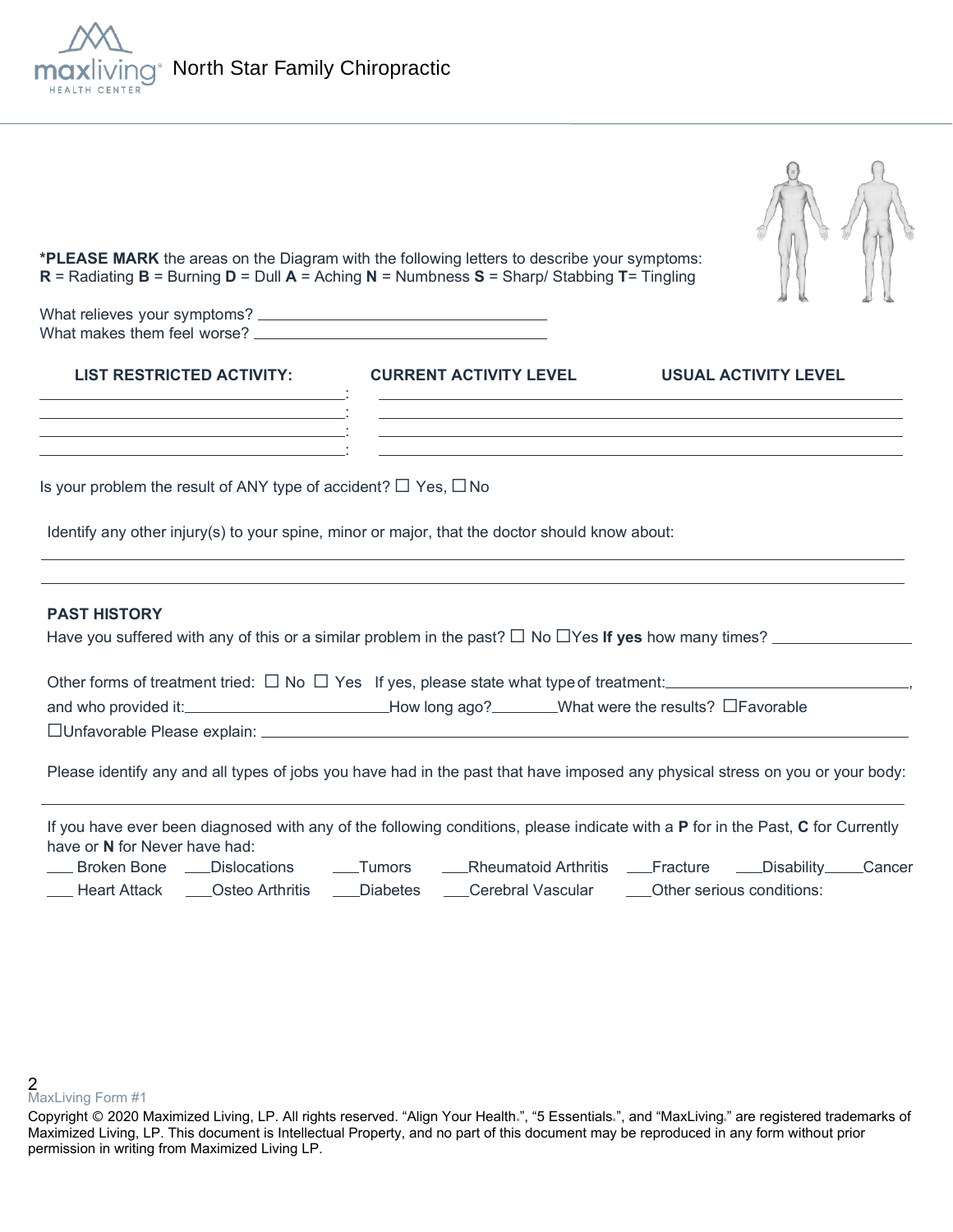North Star Family Chiropractic

**\*PLEASE MARK** the areas on the Diagram with the following letters to describe your symptoms:
**R** = Radiating **B** = Burning **D** = Dull **A** = Aching **N** = Numbness **S** = Sharp/ Stabbing **T**= Tingling

What relieves your symptoms? ________________________________
What makes them feel worse? ________________________________

| LIST RESTRICTED ACTIVITY: | CURRENT ACTIVITY LEVEL | USUAL ACTIVITY LEVEL |
|---|---|---|
| ______________________: | | |
| ______________________: | | |
| ______________________: | | |
| ______________________: | | |

Is your problem the result of ANY type of accident? ☐ Yes, ☐ No

Identify any other injury(s) to your spine, minor or major, that the doctor should know about:

______________________________________________________________________

______________________________________________________________________

**PAST HISTORY**

Have you suffered with any of this or a similar problem in the past? ☐ No ☐Yes **If yes** how many times? ____________

Other forms of treatment tried: ☐ No ☐ Yes If yes, please state what type of treatment:______________________,
and who provided it:____________________How long ago?________What were the results? ☐Favorable
☐Unfavorable Please explain: ______________________________________________

Please identify any and all types of jobs you have had in the past that have imposed any physical stress on you or your body:

______________________________________________________________________

If you have ever been diagnosed with any of the following conditions, please indicate with a **P** for in the Past, **C** for Currently have or **N** for Never have had:

___ Broken Bone ___Dislocations ___Tumors ___Rheumatoid Arthritis ___Fracture ___Disability ___Cancer
___ Heart Attack ___Osteo Arthritis ___Diabetes ___Cerebral Vascular ___Other serious conditions:

MaxLiving Form #1

Copyright © 2020 Maximized Living, LP. All rights reserved. "Align Your Health®", "5 Essentials®", and "MaxLiving®" are registered trademarks of Maximized Living, LP. This document is Intellectual Property, and no part of this document may be reproduced in any form without prior permission in writing from Maximized Living LP.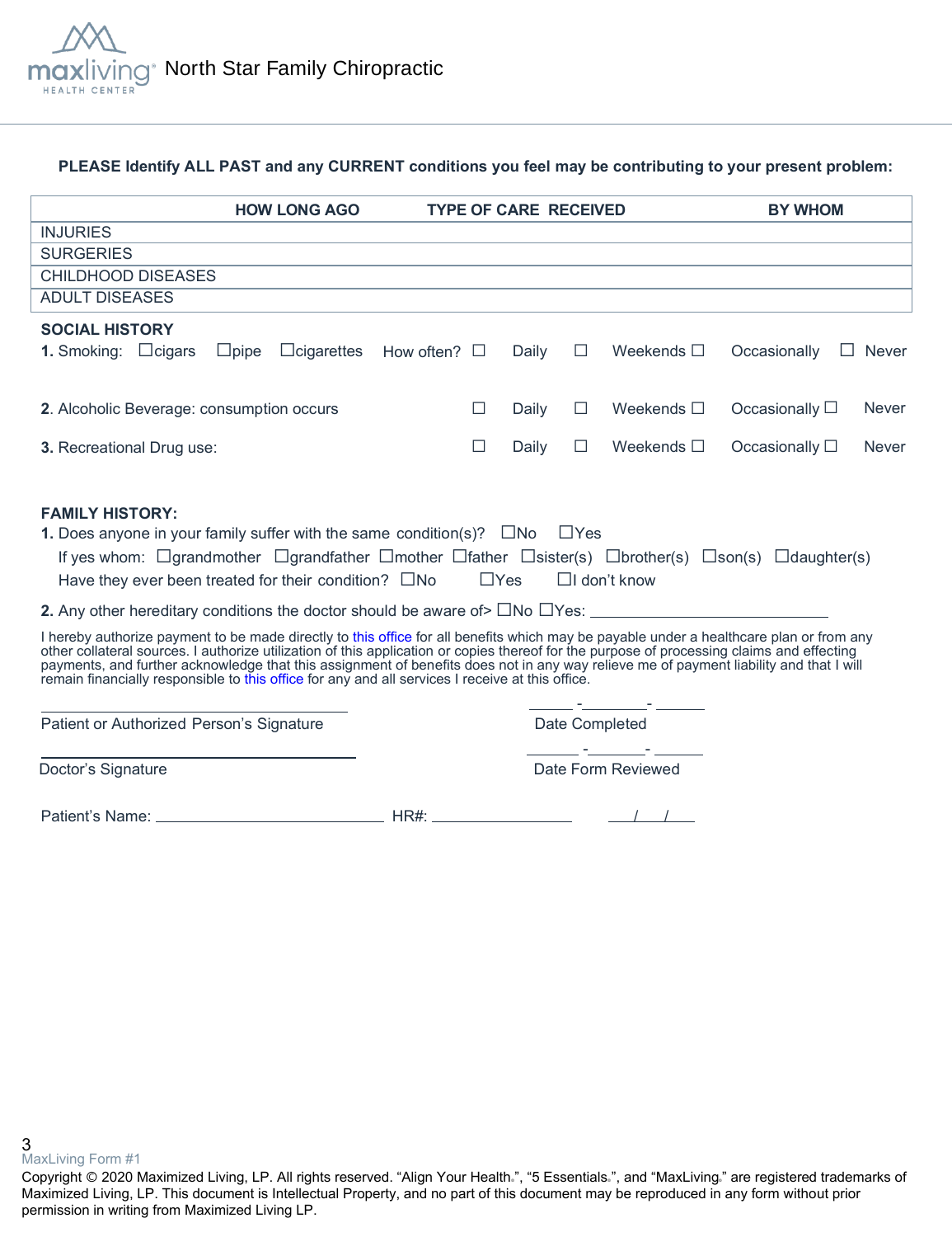North Star Family Chiropractic

**PLEASE Identify ALL PAST and any CURRENT conditions you feel may be contributing to your present problem:**

| | HOW LONG AGO | TYPE OF CARE RECEIVED | BY WHOM |
|---|---|---|---|
| INJURIES | | | |
| SURGERIES | | | |
| CHILDHOOD DISEASES | | | |
| ADULT DISEASES | | | |

**SOCIAL HISTORY**

**1.** Smoking: ☐cigars ☐pipe ☐cigarettes How often? ☐ Daily ☐ Weekends ☐ Occasionally ☐ Never

**2**. Alcoholic Beverage: consumption occurs ☐ Daily ☐ Weekends ☐ Occasionally ☐ Never

**3.** Recreational Drug use: ☐ Daily ☐ Weekends ☐ Occasionally ☐ Never

**FAMILY HISTORY:**

**1.** Does anyone in your family suffer with the same condition(s)? ☐No ☐Yes

If yes whom: ☐grandmother ☐grandfather ☐mother ☐father ☐sister(s) ☐brother(s) ☐son(s) ☐daughter(s)

Have they ever been treated for their condition? ☐No ☐Yes ☐I don't know

**2.** Any other hereditary conditions the doctor should be aware of> ☐No ☐Yes: ____________________________

I hereby authorize payment to be made directly to this office for all benefits which may be payable under a healthcare plan or from any other collateral sources. I authorize utilization of this application or copies thereof for the purpose of processing claims and effecting payments, and further acknowledge that this assignment of benefits does not in any way relieve me of payment liability and that I will remain financially responsible to this office for any and all services I receive at this office.

______________________________ ____-______-____

Patient or Authorized Person's Signature Date Completed

______________________________ ____-______-____

Doctor's Signature Date Form Reviewed

Patient's Name: ______________________ HR#: ______________ ___/___/___

MaxLiving Form #1

Copyright © 2020 Maximized Living, LP. All rights reserved. "Align Your Health®", "5 Essentials®", and "MaxLiving®" are registered trademarks of Maximized Living, LP. This document is Intellectual Property, and no part of this document may be reproduced in any form without prior permission in writing from Maximized Living LP.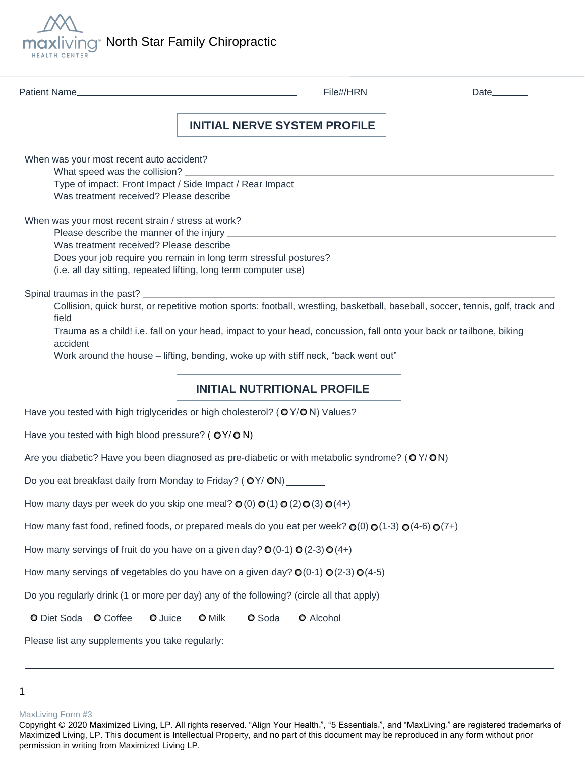maxliving HEALTH CENTER North Star Family Chiropractic

Patient Name______________________________________________ File#/HRN ____ Date_______

## INITIAL NERVE SYSTEM PROFILE

When was your most recent auto accident? ______________________________________________

- What speed was the collision? ______________________________________________
- Type of impact: Front Impact / Side Impact / Rear Impact
- Was treatment received? Please describe ______________________________________________

When was your most recent strain / stress at work? ______________________________________________

- Please describe the manner of the injury ______________________________________________
- Was treatment received? Please describe ______________________________________________
- Does your job require you remain in long term stressful postures?______________________________________________
  (i.e. all day sitting, repeated lifting, long term computer use)

Spinal traumas in the past? ______________________________________________

- Collision, quick burst, or repetitive motion sports: football, wrestling, basketball, baseball, soccer, tennis, golf, track and field______________________________________________
- Trauma as a child! i.e. fall on your head, impact to your head, concussion, fall onto your back or tailbone, biking accident______________________________________________
- Work around the house – lifting, bending, woke up with stiff neck, "back went out"

## INITIAL NUTRITIONAL PROFILE

Have you tested with high triglycerides or high cholesterol? (○ Y/○ N) Values? _________

Have you tested with high blood pressure? ( ○Y/ ○ N)

Are you diabetic? Have you been diagnosed as pre-diabetic or with metabolic syndrome? (○ Y/ ○ N)

Do you eat breakfast daily from Monday to Friday? ( ○Y/ ○N) _______

How many days per week do you skip one meal? ○ (0) ○ (1) ○ (2) ○ (3) ○ (4+)

How many fast food, refined foods, or prepared meals do you eat per week? ○ (0) ○ (1-3) ○ (4-6) ○ (7+)

How many servings of fruit do you have on a given day? ○ (0-1) ○ (2-3) ○ (4+)

How many servings of vegetables do you have on a given day? ○ (0-1) ○ (2-3) ○ (4-5)

Do you regularly drink (1 or more per day) any of the following? (circle all that apply)

○ Diet Soda ○ Coffee ○ Juice ○ Milk ○ Soda ○ Alcohol

Please list any supplements you take regularly:

______________________________________________

______________________________________________

______________________________________________

MaxLiving Form #3

Copyright © 2020 Maximized Living, LP. All rights reserved. "Align Your Health.", "5 Essentials.", and "MaxLiving." are registered trademarks of Maximized Living, LP. This document is Intellectual Property, and no part of this document may be reproduced in any form without prior permission in writing from Maximized Living LP.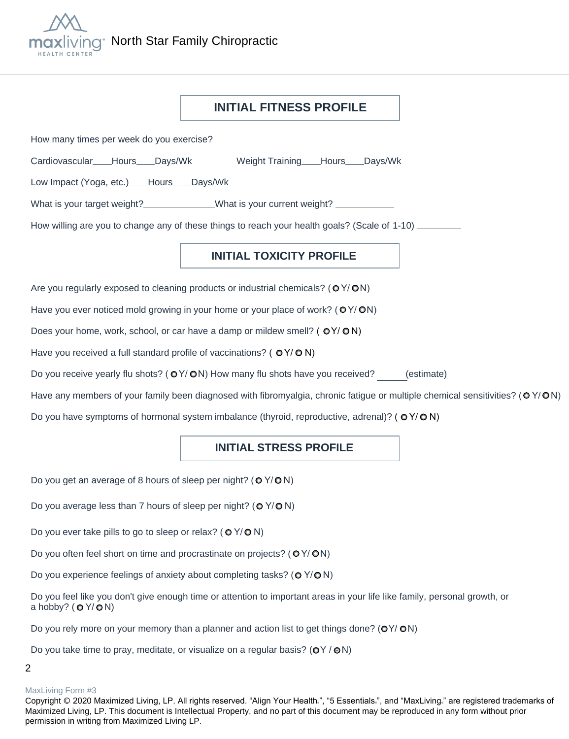North Star Family Chiropractic

## INITIAL FITNESS PROFILE

How many times per week do you exercise?

Cardiovascular____Hours____Days/Wk Weight Training____Hours____Days/Wk

Low Impact (Yoga, etc.)____Hours____Days/Wk

What is your target weight?______________ What is your current weight? ____________

How willing are you to change any of these things to reach your health goals? (Scale of 1-10) _________

## INITIAL TOXICITY PROFILE

Are you regularly exposed to cleaning products or industrial chemicals? ( ○ Y/ ○ N)

Have you ever noticed mold growing in your home or your place of work? ( ○ Y/ ○ N)

Does your home, work, school, or car have a damp or mildew smell? ( ○ Y/ ○ N)

Have you received a full standard profile of vaccinations? ( ○ Y/ ○ N)

Do you receive yearly flu shots? ( ○ Y/ ○ N) How many flu shots have you received? ______(estimate)

Have any members of your family been diagnosed with fibromyalgia, chronic fatigue or multiple chemical sensitivities? ( ○ Y/ ○ N)

Do you have symptoms of hormonal system imbalance (thyroid, reproductive, adrenal)? ( ○ Y/ ○ N)

## INITIAL STRESS PROFILE

Do you get an average of 8 hours of sleep per night? ( ○ Y/ ○ N)

Do you average less than 7 hours of sleep per night? ( ○ Y/ ○ N)

Do you ever take pills to go to sleep or relax? ( ○ Y/ ○ N)

Do you often feel short on time and procrastinate on projects? ( ○ Y/ ○ N)

Do you experience feelings of anxiety about completing tasks? ( ○ Y/ ○ N)

Do you feel like you don't give enough time or attention to important areas in your life like family, personal growth, or a hobby? ( ○ Y/ ○ N)

Do you rely more on your memory than a planner and action list to get things done? ( ○ Y/ ○ N)

Do you take time to pray, meditate, or visualize on a regular basis? ( ○ Y / ○ N)

MaxLiving Form #3

Copyright © 2020 Maximized Living, LP. All rights reserved. "Align Your Health.", "5 Essentials.", and "MaxLiving." are registered trademarks of Maximized Living, LP. This document is Intellectual Property, and no part of this document may be reproduced in any form without prior permission in writing from Maximized Living LP.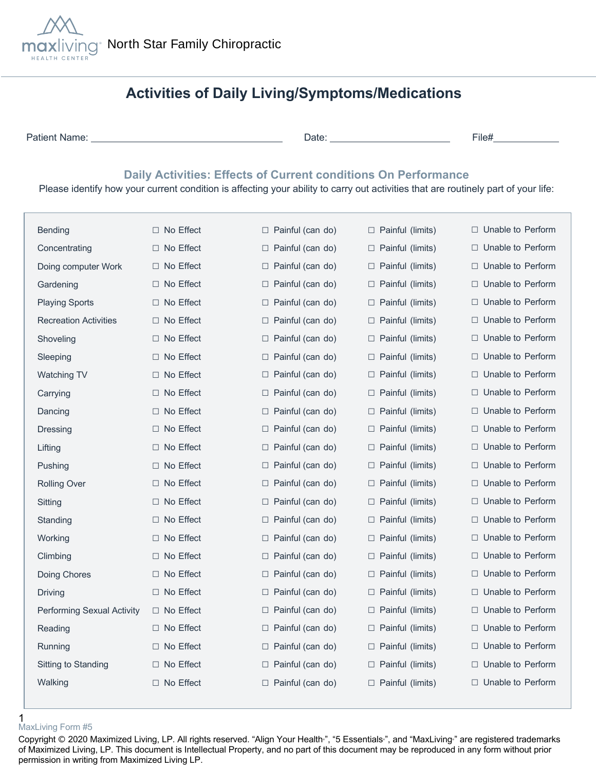North Star Family Chiropractic

# Activities of Daily Living/Symptoms/Medications

Patient Name: ______________________________ Date: ____________________ File#____________

## Daily Activities: Effects of Current conditions On Performance

Please identify how your current condition is affecting your ability to carry out activities that are routinely part of your life:

| Activity | | | | |
|---|---|---|---|---|
| Bending | ☐ No Effect | ☐ Painful (can do) | ☐ Painful (limits) | ☐ Unable to Perform |
| Concentrating | ☐ No Effect | ☐ Painful (can do) | ☐ Painful (limits) | ☐ Unable to Perform |
| Doing computer Work | ☐ No Effect | ☐ Painful (can do) | ☐ Painful (limits) | ☐ Unable to Perform |
| Gardening | ☐ No Effect | ☐ Painful (can do) | ☐ Painful (limits) | ☐ Unable to Perform |
| Playing Sports | ☐ No Effect | ☐ Painful (can do) | ☐ Painful (limits) | ☐ Unable to Perform |
| Recreation Activities | ☐ No Effect | ☐ Painful (can do) | ☐ Painful (limits) | ☐ Unable to Perform |
| Shoveling | ☐ No Effect | ☐ Painful (can do) | ☐ Painful (limits) | ☐ Unable to Perform |
| Sleeping | ☐ No Effect | ☐ Painful (can do) | ☐ Painful (limits) | ☐ Unable to Perform |
| Watching TV | ☐ No Effect | ☐ Painful (can do) | ☐ Painful (limits) | ☐ Unable to Perform |
| Carrying | ☐ No Effect | ☐ Painful (can do) | ☐ Painful (limits) | ☐ Unable to Perform |
| Dancing | ☐ No Effect | ☐ Painful (can do) | ☐ Painful (limits) | ☐ Unable to Perform |
| Dressing | ☐ No Effect | ☐ Painful (can do) | ☐ Painful (limits) | ☐ Unable to Perform |
| Lifting | ☐ No Effect | ☐ Painful (can do) | ☐ Painful (limits) | ☐ Unable to Perform |
| Pushing | ☐ No Effect | ☐ Painful (can do) | ☐ Painful (limits) | ☐ Unable to Perform |
| Rolling Over | ☐ No Effect | ☐ Painful (can do) | ☐ Painful (limits) | ☐ Unable to Perform |
| Sitting | ☐ No Effect | ☐ Painful (can do) | ☐ Painful (limits) | ☐ Unable to Perform |
| Standing | ☐ No Effect | ☐ Painful (can do) | ☐ Painful (limits) | ☐ Unable to Perform |
| Working | ☐ No Effect | ☐ Painful (can do) | ☐ Painful (limits) | ☐ Unable to Perform |
| Climbing | ☐ No Effect | ☐ Painful (can do) | ☐ Painful (limits) | ☐ Unable to Perform |
| Doing Chores | ☐ No Effect | ☐ Painful (can do) | ☐ Painful (limits) | ☐ Unable to Perform |
| Driving | ☐ No Effect | ☐ Painful (can do) | ☐ Painful (limits) | ☐ Unable to Perform |
| Performing Sexual Activity | ☐ No Effect | ☐ Painful (can do) | ☐ Painful (limits) | ☐ Unable to Perform |
| Reading | ☐ No Effect | ☐ Painful (can do) | ☐ Painful (limits) | ☐ Unable to Perform |
| Running | ☐ No Effect | ☐ Painful (can do) | ☐ Painful (limits) | ☐ Unable to Perform |
| Sitting to Standing | ☐ No Effect | ☐ Painful (can do) | ☐ Painful (limits) | ☐ Unable to Perform |
| Walking | ☐ No Effect | ☐ Painful (can do) | ☐ Painful (limits) | ☐ Unable to Perform |

MaxLiving Form #5

Copyright © 2020 Maximized Living, LP. All rights reserved. "Align Your Health", "5 Essentials", and "MaxLiving" are registered trademarks of Maximized Living, LP. This document is Intellectual Property, and no part of this document may be reproduced in any form without prior permission in writing from Maximized Living LP.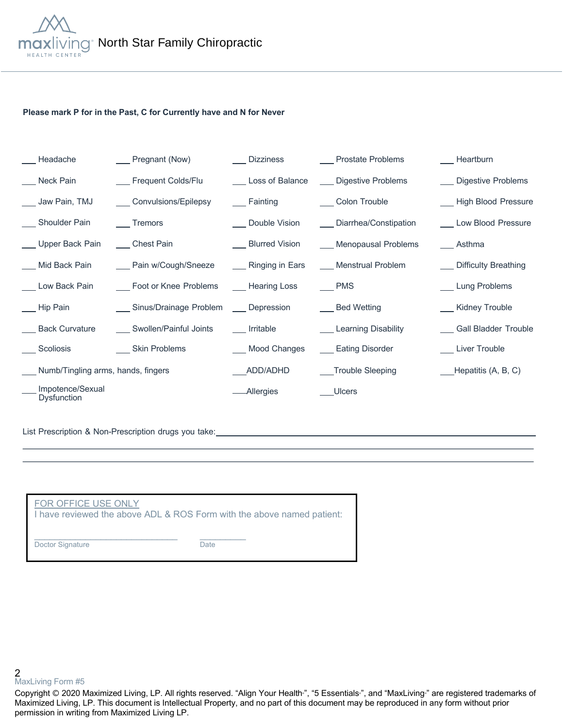North Star Family Chiropractic

**Please mark P for in the Past, C for Currently have and N for Never**

| | | | | |
|---|---|---|---|---|
| ___ Headache | ___ Pregnant (Now) | ___ Dizziness | ___ Prostate Problems | ___ Heartburn |
| ___ Neck Pain | ___ Frequent Colds/Flu | ___ Loss of Balance | ___ Digestive Problems | ___ Digestive Problems |
| ___ Jaw Pain, TMJ | ___ Convulsions/Epilepsy | ___ Fainting | ___ Colon Trouble | ___ High Blood Pressure |
| ___ Shoulder Pain | ___ Tremors | ___ Double Vision | ___ Diarrhea/Constipation | ___ Low Blood Pressure |
| ___ Upper Back Pain | ___ Chest Pain | ___ Blurred Vision | ___ Menopausal Problems | ___ Asthma |
| ___ Mid Back Pain | ___ Pain w/Cough/Sneeze | ___ Ringing in Ears | ___ Menstrual Problem | ___ Difficulty Breathing |
| ___ Low Back Pain | ___ Foot or Knee Problems | ___ Hearing Loss | ___ PMS | ___ Lung Problems |
| ___ Hip Pain | ___ Sinus/Drainage Problem | ___ Depression | ___ Bed Wetting | ___ Kidney Trouble |
| ___ Back Curvature | ___ Swollen/Painful Joints | ___ Irritable | ___ Learning Disability | ___ Gall Bladder Trouble |
| ___ Scoliosis | ___ Skin Problems | ___ Mood Changes | ___ Eating Disorder | ___ Liver Trouble |
| ___ Numb/Tingling arms, hands, fingers | | ___ ADD/ADHD | ___ Trouble Sleeping | ___ Hepatitis (A, B, C) |
| ___ Impotence/Sexual Dysfunction | | ___ Allergies | ___ Ulcers | |

List Prescription & Non-Prescription drugs you take: ____________________________________________

______________________________________________________________________________

______________________________________________________________________________

FOR OFFICE USE ONLY
I have reviewed the above ADL & ROS Form with the above named patient:

______________________________ Doctor Signature

__________ Date

MaxLiving Form #5

Copyright © 2020 Maximized Living, LP. All rights reserved. "Align Your Health", "5 Essentials", and "MaxLiving" are registered trademarks of Maximized Living, LP. This document is Intellectual Property, and no part of this document may be reproduced in any form without prior permission in writing from Maximized Living LP.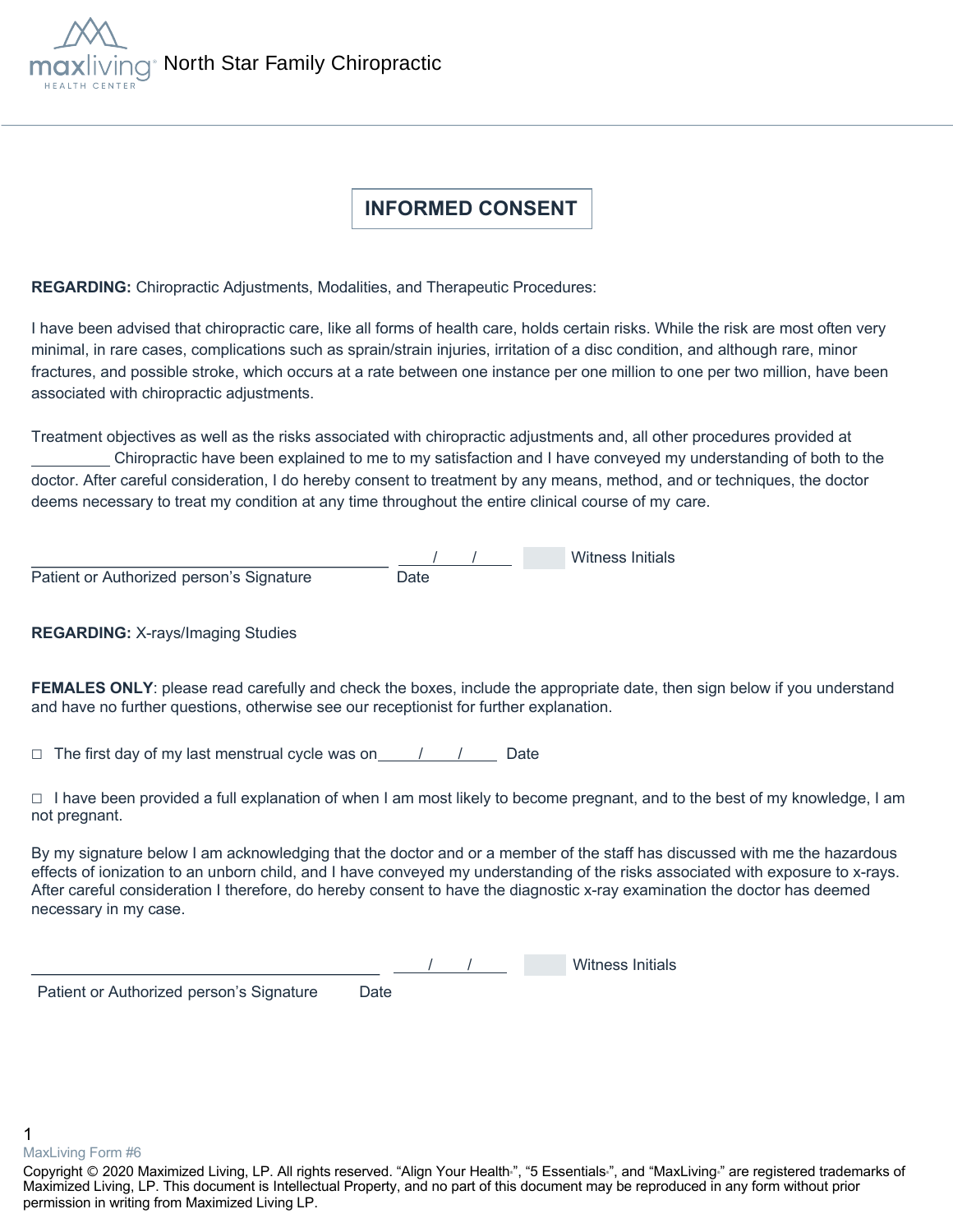North Star Family Chiropractic

# INFORMED CONSENT

**REGARDING:** Chiropractic Adjustments, Modalities, and Therapeutic Procedures:

I have been advised that chiropractic care, like all forms of health care, holds certain risks. While the risk are most often very minimal, in rare cases, complications such as sprain/strain injuries, irritation of a disc condition, and although rare, minor fractures, and possible stroke, which occurs at a rate between one instance per one million to one per two million, have been associated with chiropractic adjustments.

Treatment objectives as well as the risks associated with chiropractic adjustments and, all other procedures provided at __________ Chiropractic have been explained to me to my satisfaction and I have conveyed my understanding of both to the doctor. After careful consideration, I do hereby consent to treatment by any means, method, and or techniques, the doctor deems necessary to treat my condition at any time throughout the entire clinical course of my care.

______________________________________ ____/____/____ [ ] Witness Initials
Patient or Authorized person's Signature Date

**REGARDING:** X-rays/Imaging Studies

**FEMALES ONLY**: please read carefully and check the boxes, include the appropriate date, then sign below if you understand and have no further questions, otherwise see our receptionist for further explanation.

□ The first day of my last menstrual cycle was on____/____/____ Date

□ I have been provided a full explanation of when I am most likely to become pregnant, and to the best of my knowledge, I am not pregnant.

By my signature below I am acknowledging that the doctor and or a member of the staff has discussed with me the hazardous effects of ionization to an unborn child, and I have conveyed my understanding of the risks associated with exposure to x-rays. After careful consideration I therefore, do hereby consent to have the diagnostic x-ray examination the doctor has deemed necessary in my case.

______________________________________ ____/____/____ [ ] Witness Initials
Patient or Authorized person's Signature Date

MaxLiving Form #6

Copyright © 2020 Maximized Living, LP. All rights reserved. "Align Your Health®", "5 Essentials®", and "MaxLiving®" are registered trademarks of Maximized Living, LP. This document is Intellectual Property, and no part of this document may be reproduced in any form without prior permission in writing from Maximized Living LP.